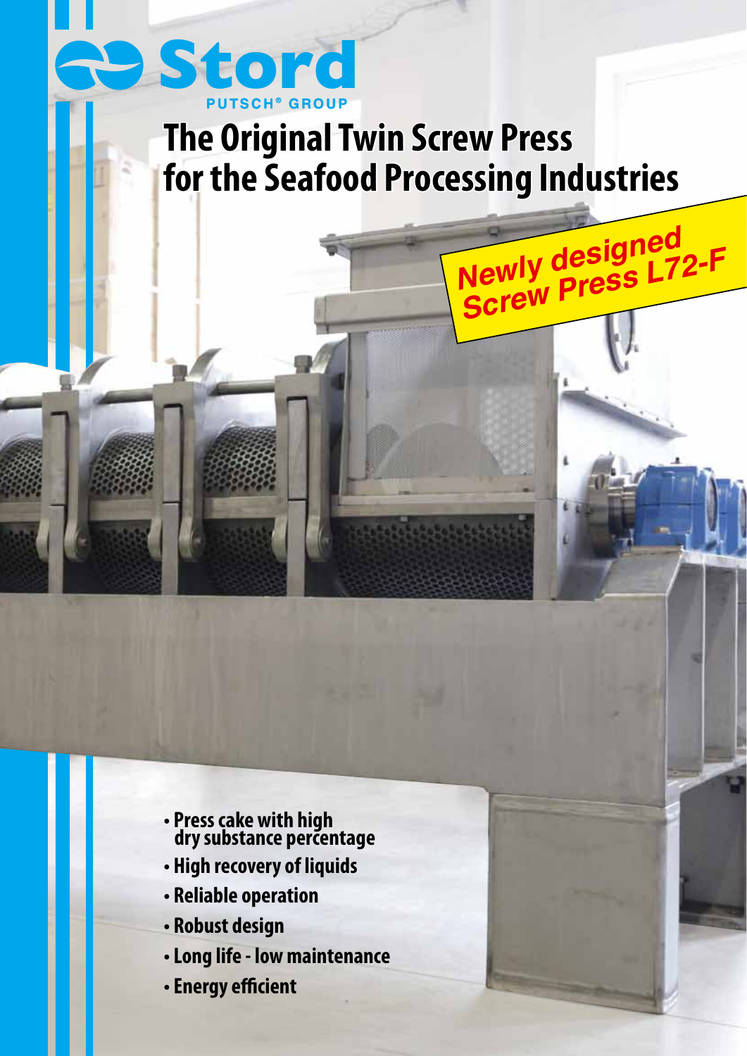Stord

PUTSCH® GROUP

# The Original Twin Screw Press for the Seafood Processing Industries

**Newly designed Screw Press L72-F**

- **Press cake with high dry substance percentage**
- **High recovery of liquids**
- **Reliable operation**
- **Robust design**
- **Long life - low maintenance**
- **Energy efficient**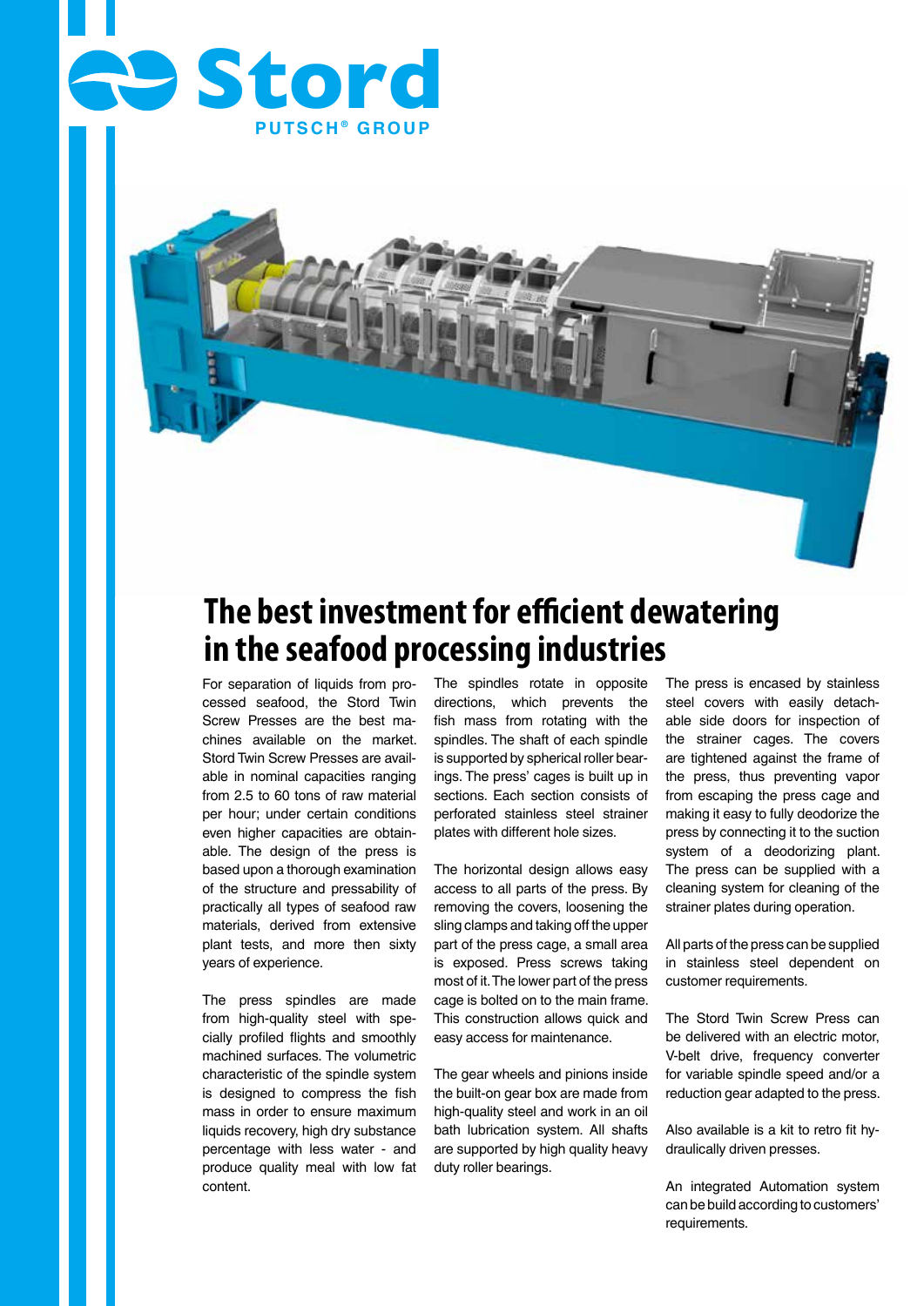Stord
PUTSCH® GROUP

# The best investment for efficient dewatering in the seafood processing industries

For separation of liquids from processed seafood, the Stord Twin Screw Presses are the best machines available on the market. Stord Twin Screw Presses are available in nominal capacities ranging from 2.5 to 60 tons of raw material per hour; under certain conditions even higher capacities are obtainable. The design of the press is based upon a thorough examination of the structure and pressability of practically all types of seafood raw materials, derived from extensive plant tests, and more then sixty years of experience.

The press spindles are made from high-quality steel with specially profiled flights and smoothly machined surfaces. The volumetric characteristic of the spindle system is designed to compress the fish mass in order to ensure maximum liquids recovery, high dry substance percentage with less water - and produce quality meal with low fat content.

The spindles rotate in opposite directions, which prevents the fish mass from rotating with the spindles. The shaft of each spindle is supported by spherical roller bearings. The press' cages is built up in sections. Each section consists of perforated stainless steel strainer plates with different hole sizes.

The horizontal design allows easy access to all parts of the press. By removing the covers, loosening the sling clamps and taking off the upper part of the press cage, a small area is exposed. Press screws taking most of it. The lower part of the press cage is bolted on to the main frame. This construction allows quick and easy access for maintenance.

The gear wheels and pinions inside the built-on gear box are made from high-quality steel and work in an oil bath lubrication system. All shafts are supported by high quality heavy duty roller bearings.

The press is encased by stainless steel covers with easily detachable side doors for inspection of the strainer cages. The covers are tightened against the frame of the press, thus preventing vapor from escaping the press cage and making it easy to fully deodorize the press by connecting it to the suction system of a deodorizing plant. The press can be supplied with a cleaning system for cleaning of the strainer plates during operation.

All parts of the press can be supplied in stainless steel dependent on customer requirements.

The Stord Twin Screw Press can be delivered with an electric motor, V-belt drive, frequency converter for variable spindle speed and/or a reduction gear adapted to the press.

Also available is a kit to retro fit hydraulically driven presses.

An integrated Automation system can be build according to customers' requirements.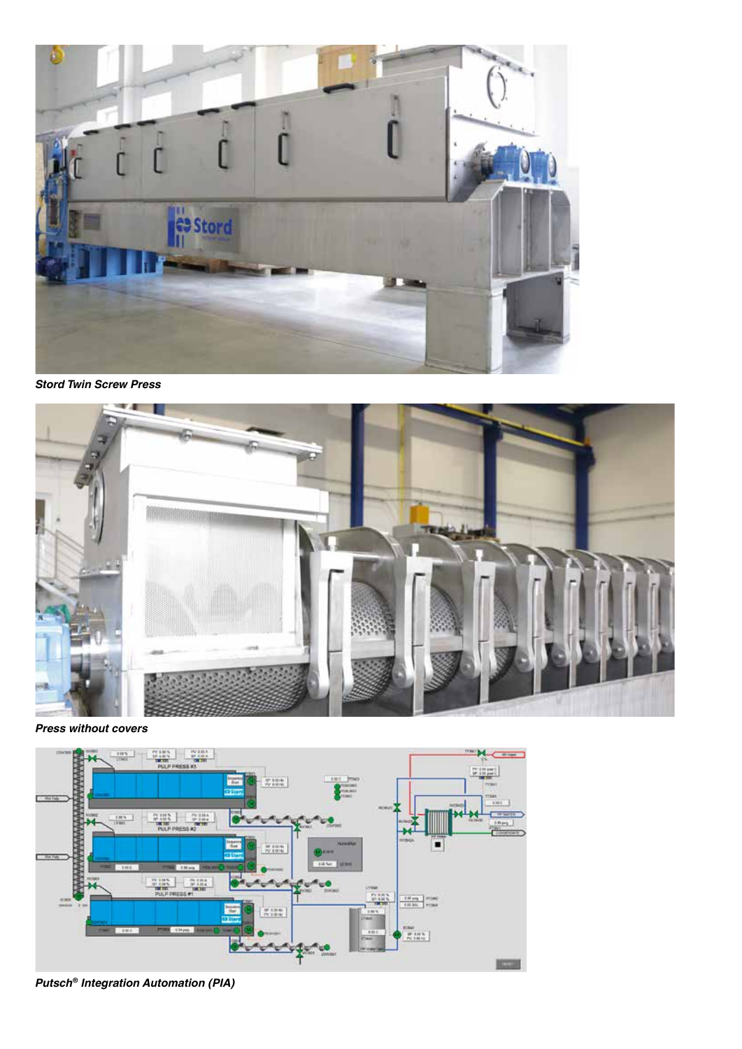*Stord Twin Screw Press*

*Press without covers*

*Putsch® Integration Automation (PIA)*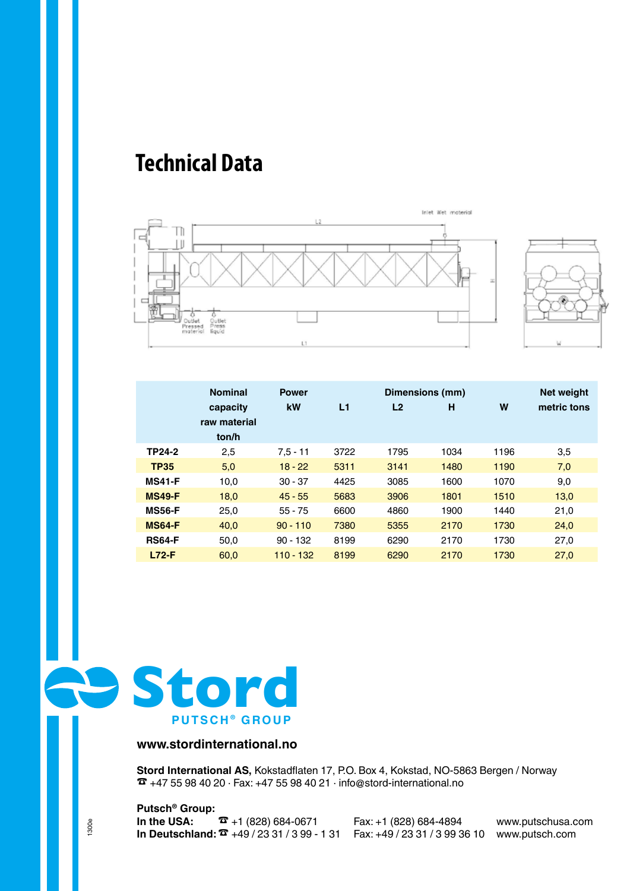# Technical Data

Inlet Wet material

L2

H

Outlet Pressed material

Outlet Press liquid

L1

W

| | Nominal capacity raw material ton/h | Power kW | L1 | Dimensions (mm) L2 | H | W | Net weight metric tons |
|---|---|---|---|---|---|---|---|
| **TP24-2** | 2,5 | 7,5 - 11 | 3722 | 1795 | 1034 | 1196 | 3,5 |
| **TP35** | 5,0 | 18 - 22 | 5311 | 3141 | 1480 | 1190 | 7,0 |
| **MS41-F** | 10,0 | 30 - 37 | 4425 | 3085 | 1600 | 1070 | 9,0 |
| **MS49-F** | 18,0 | 45 - 55 | 5683 | 3906 | 1801 | 1510 | 13,0 |
| **MS56-F** | 25,0 | 55 - 75 | 6600 | 4860 | 1900 | 1440 | 21,0 |
| **MS64-F** | 40,0 | 90 - 110 | 7380 | 5355 | 2170 | 1730 | 24,0 |
| **RS64-F** | 50,0 | 90 - 132 | 8199 | 6290 | 2170 | 1730 | 27,0 |
| **L72-F** | 60,0 | 110 - 132 | 8199 | 6290 | 2170 | 1730 | 27,0 |

Stord

PUTSCH® GROUP

**www.stordinternational.no**

**Stord International AS,** Kokstadflaten 17, P.O. Box 4, Kokstad, NO-5863 Bergen / Norway
☎ +47 55 98 40 20 · Fax: +47 55 98 40 21 · info@stord-international.no

**Putsch® Group:**
**In the USA:** ☎ +1 (828) 684-0671 Fax: +1 (828) 684-4894 www.putschusa.com
**In Deutschland:** ☎ +49 / 23 31 / 3 99 - 1 31 Fax: +49 / 23 31 / 3 99 36 10 www.putsch.com

1300e